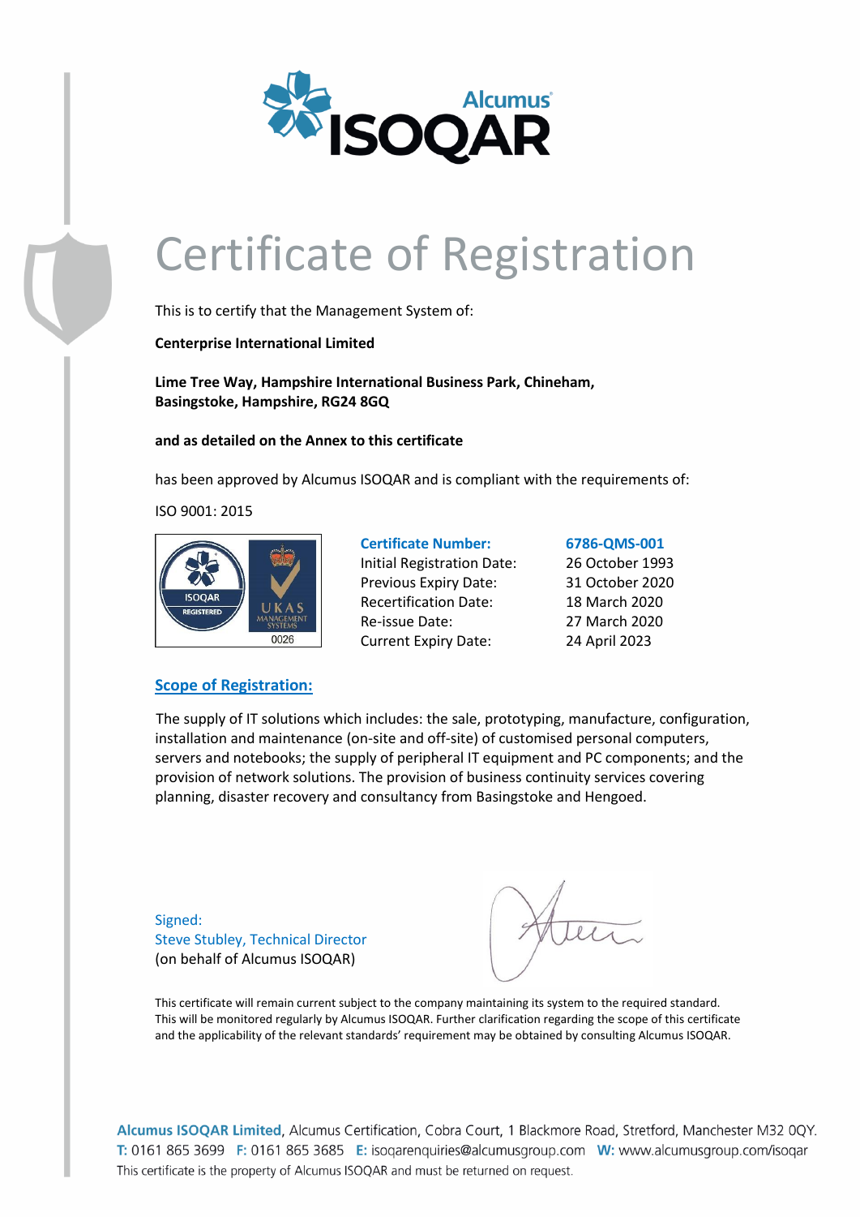# Certificate of Registration

This is to certify that the Management System of:

**Centerprise International Limited**

**Lime Tree Way, Hampshire International Business Park, Chineham, Basingstoke, Hampshire, RG24 8GQ**

**and as detailed on the Annex to this certificate**

has been approved by Alcumus ISOQAR and is compliant with the requirements of:

ISO 9001: 2015

| **Certificate Number:** | **6786-QMS-001** |
|---|---|
| Initial Registration Date: | 26 October 1993 |
| Previous Expiry Date: | 31 October 2020 |
| Recertification Date: | 18 March 2020 |
| Re-issue Date: | 27 March 2020 |
| Current Expiry Date: | 24 April 2023 |

## Scope of Registration:

The supply of IT solutions which includes: the sale, prototyping, manufacture, configuration, installation and maintenance (on-site and off-site) of customised personal computers, servers and notebooks; the supply of peripheral IT equipment and PC components; and the provision of network solutions. The provision of business continuity services covering planning, disaster recovery and consultancy from Basingstoke and Hengoed.

Signed:
Steve Stubley, Technical Director
(on behalf of Alcumus ISOQAR)

This certificate will remain current subject to the company maintaining its system to the required standard. This will be monitored regularly by Alcumus ISOQAR. Further clarification regarding the scope of this certificate and the applicability of the relevant standards' requirement may be obtained by consulting Alcumus ISOQAR.

**Alcumus ISOQAR Limited**, Alcumus Certification, Cobra Court, 1 Blackmore Road, Stretford, Manchester M32 0QY.
**T:** 0161 865 3699 **F:** 0161 865 3685 **E:** isoqarenquiries@alcumusgroup.com **W:** www.alcumusgroup.com/isoqar
This certificate is the property of Alcumus ISOQAR and must be returned on request.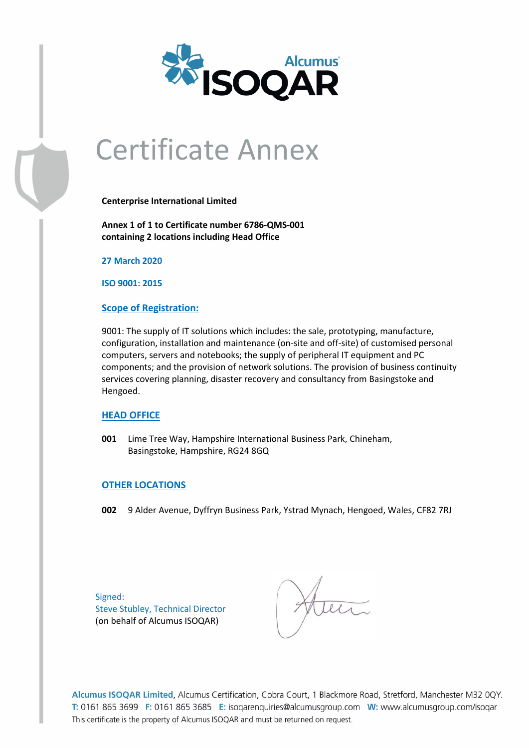# Certificate Annex

**Centerprise International Limited**

**Annex 1 of 1 to Certificate number 6786-QMS-001**
**containing 2 locations including Head Office**

**27 March 2020**

**ISO 9001: 2015**

## Scope of Registration:

9001: The supply of IT solutions which includes: the sale, prototyping, manufacture, configuration, installation and maintenance (on-site and off-site) of customised personal computers, servers and notebooks; the supply of peripheral IT equipment and PC components; and the provision of network solutions. The provision of business continuity services covering planning, disaster recovery and consultancy from Basingstoke and Hengoed.

## HEAD OFFICE

**001** Lime Tree Way, Hampshire International Business Park, Chineham, Basingstoke, Hampshire, RG24 8GQ

## OTHER LOCATIONS

**002** 9 Alder Avenue, Dyffryn Business Park, Ystrad Mynach, Hengoed, Wales, CF82 7RJ

Signed:
Steve Stubley, Technical Director
(on behalf of Alcumus ISOQAR)

**Alcumus ISOQAR Limited**, Alcumus Certification, Cobra Court, 1 Blackmore Road, Stretford, Manchester M32 0QY.
**T:** 0161 865 3699 **F:** 0161 865 3685 **E:** isoqarenquiries@alcumusgroup.com **W:** www.alcumusgroup.com/isoqar
This certificate is the property of Alcumus ISOQAR and must be returned on request.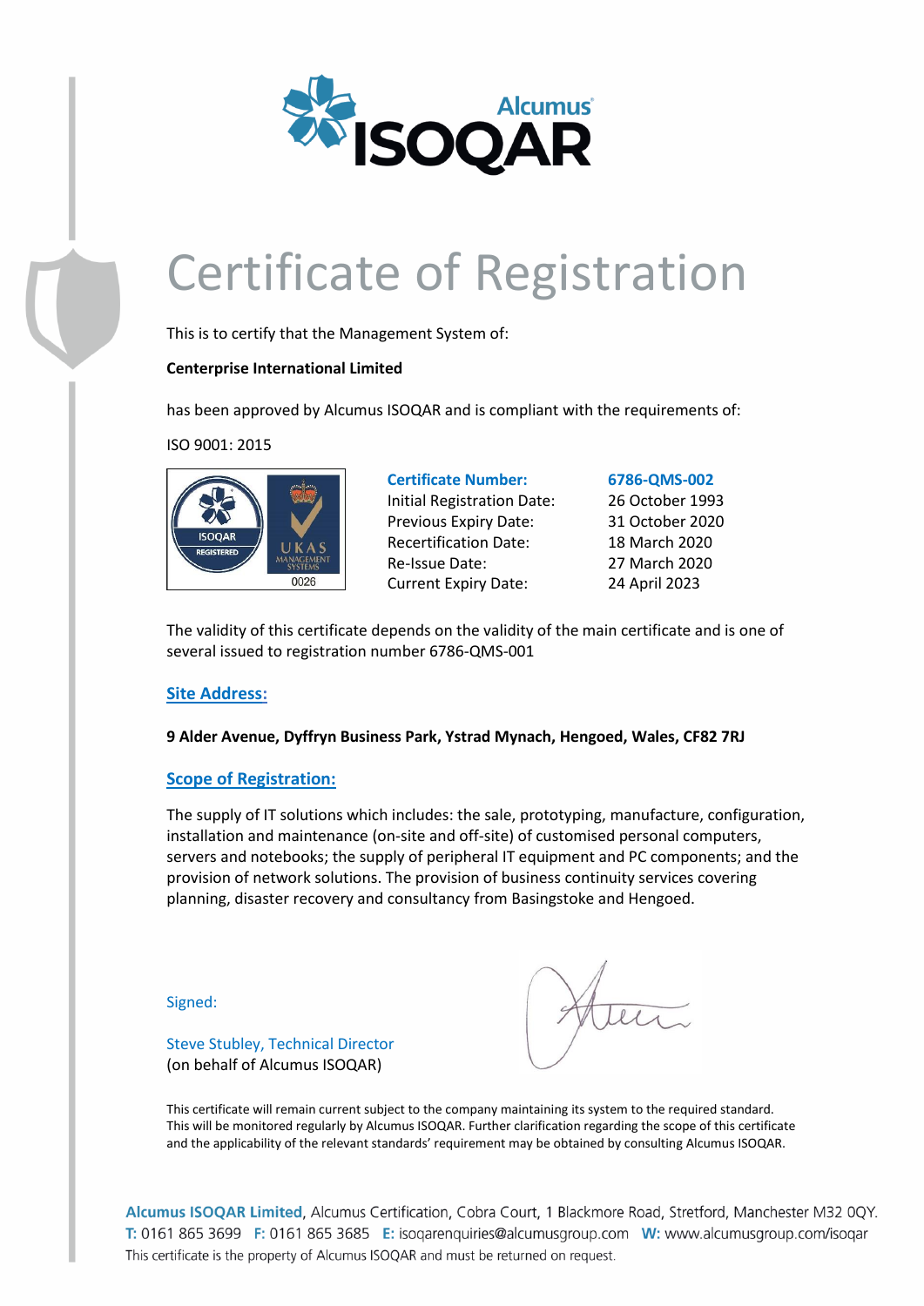# Certificate of Registration

This is to certify that the Management System of:

**Centerprise International Limited**

has been approved by Alcumus ISOQAR and is compliant with the requirements of:

ISO 9001: 2015

| | |
|---|---|
| **Certificate Number:** | **6786-QMS-002** |
| Initial Registration Date: | 26 October 1993 |
| Previous Expiry Date: | 31 October 2020 |
| Recertification Date: | 18 March 2020 |
| Re-Issue Date: | 27 March 2020 |
| Current Expiry Date: | 24 April 2023 |

The validity of this certificate depends on the validity of the main certificate and is one of several issued to registration number 6786-QMS-001

## Site Address:

**9 Alder Avenue, Dyffryn Business Park, Ystrad Mynach, Hengoed, Wales, CF82 7RJ**

## Scope of Registration:

The supply of IT solutions which includes: the sale, prototyping, manufacture, configuration, installation and maintenance (on-site and off-site) of customised personal computers, servers and notebooks; the supply of peripheral IT equipment and PC components; and the provision of network solutions. The provision of business continuity services covering planning, disaster recovery and consultancy from Basingstoke and Hengoed.

Signed:

Steve Stubley, Technical Director
(on behalf of Alcumus ISOQAR)

This certificate will remain current subject to the company maintaining its system to the required standard. This will be monitored regularly by Alcumus ISOQAR. Further clarification regarding the scope of this certificate and the applicability of the relevant standards' requirement may be obtained by consulting Alcumus ISOQAR.

**Alcumus ISOQAR Limited**, Alcumus Certification, Cobra Court, 1 Blackmore Road, Stretford, Manchester M32 0QY.
T: 0161 865 3699 F: 0161 865 3685 E: isoqarenquiries@alcumusgroup.com W: www.alcumusgroup.com/isoqar
This certificate is the property of Alcumus ISOQAR and must be returned on request.